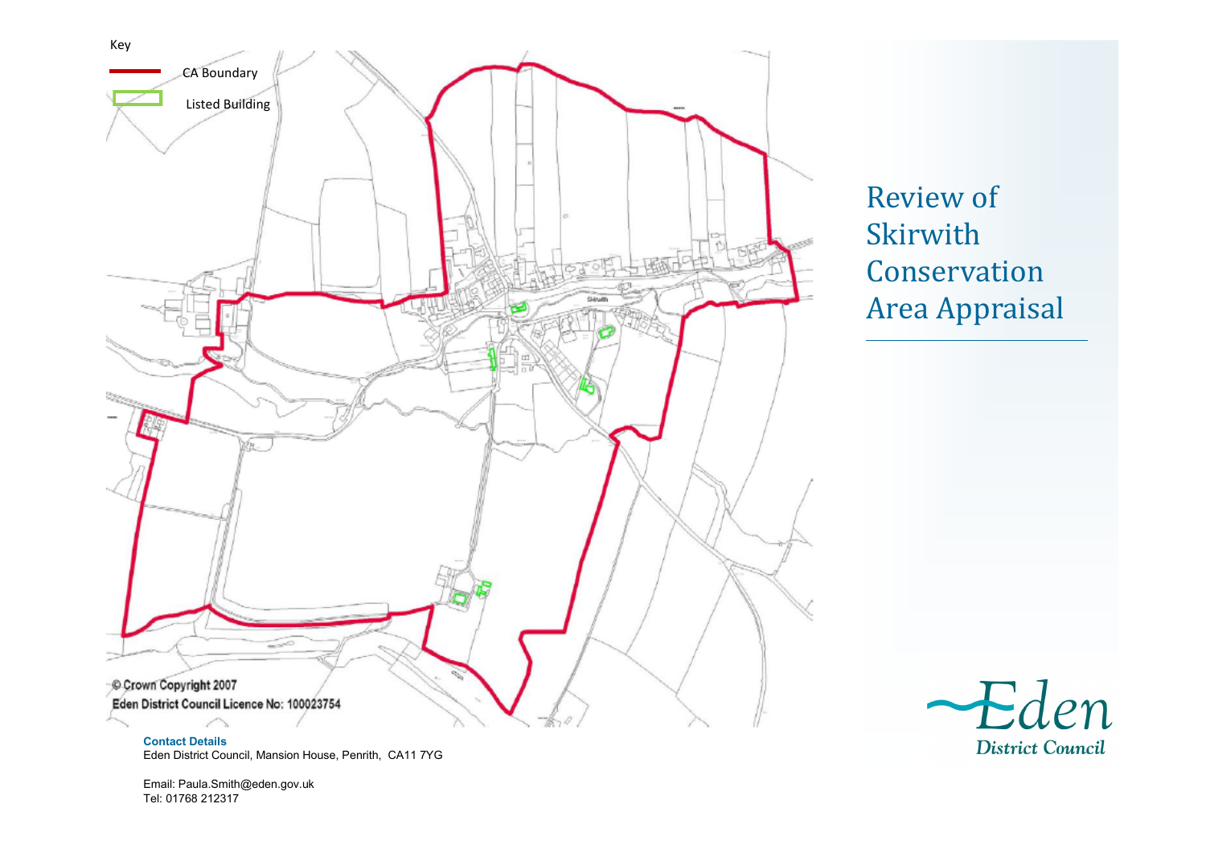# Review of Skirwith Conservation Area Appraisal

Key

CA Boundary

Listed Building

Skirwith

© Crown Copyright 2007
Eden District Council Licence No: 100023754

**Contact Details**
Eden District Council, Mansion House, Penrith, CA11 7YG

Email: Paula.Smith@eden.gov.uk
Tel: 01768 212317

Eden District Council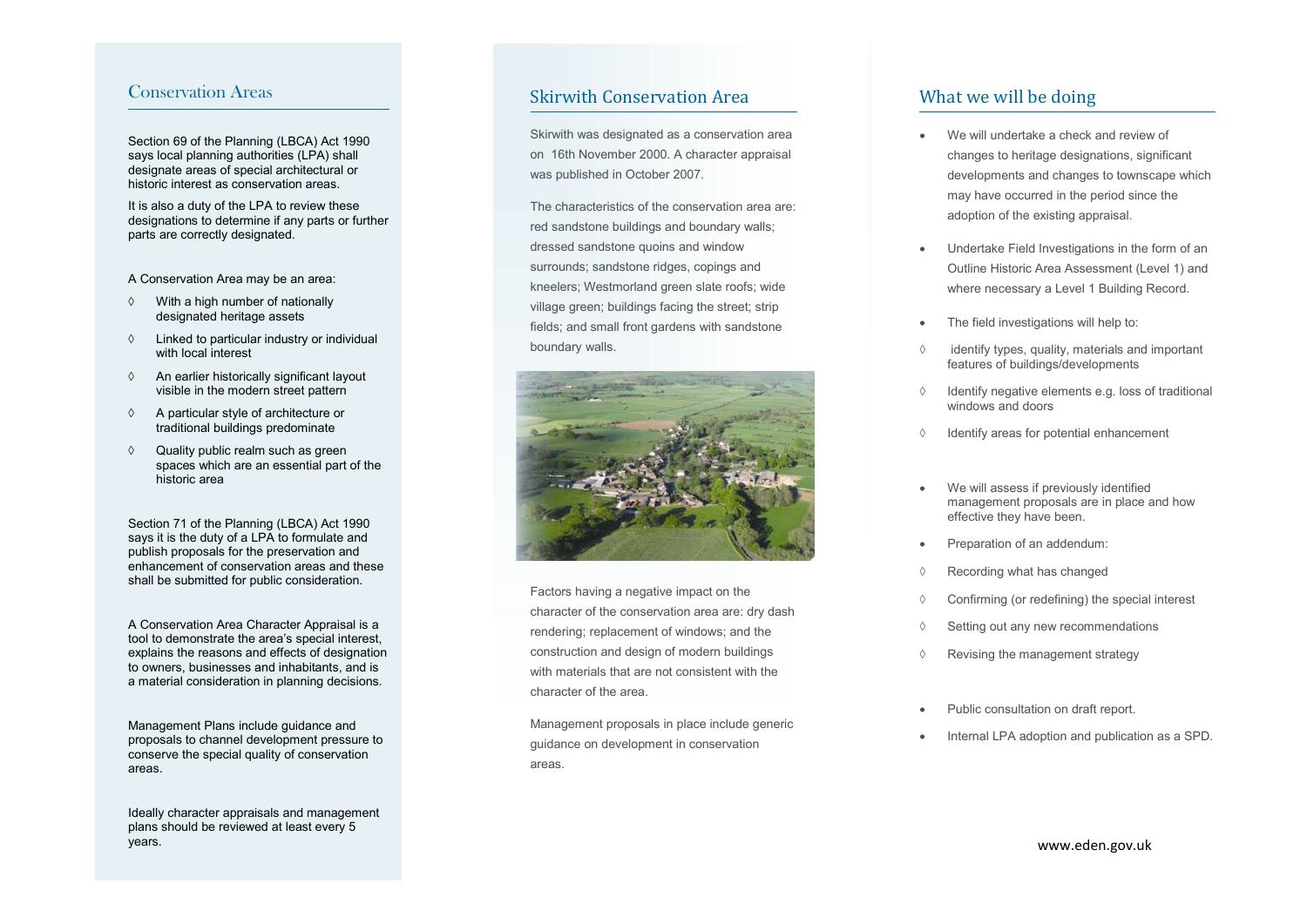## Conservation Areas

Section 69 of the Planning (LBCA) Act 1990 says local planning authorities (LPA) shall designate areas of special architectural or historic interest as conservation areas.

It is also a duty of the LPA to review these designations to determine if any parts or further parts are correctly designated.

A Conservation Area may be an area:

- ◊ With a high number of nationally designated heritage assets
- ◊ Linked to particular industry or individual with local interest
- ◊ An earlier historically significant layout visible in the modern street pattern
- ◊ A particular style of architecture or traditional buildings predominate
- ◊ Quality public realm such as green spaces which are an essential part of the historic area

Section 71 of the Planning (LBCA) Act 1990 says it is the duty of a LPA to formulate and publish proposals for the preservation and enhancement of conservation areas and these shall be submitted for public consideration.

A Conservation Area Character Appraisal is a tool to demonstrate the area's special interest, explains the reasons and effects of designation to owners, businesses and inhabitants, and is a material consideration in planning decisions.

Management Plans include guidance and proposals to channel development pressure to conserve the special quality of conservation areas.

Ideally character appraisals and management plans should be reviewed at least every 5 years.

## Skirwith Conservation Area

Skirwith was designated as a conservation area on 16th November 2000. A character appraisal was published in October 2007.

The characteristics of the conservation area are: red sandstone buildings and boundary walls; dressed sandstone quoins and window surrounds; sandstone ridges, copings and kneelers; Westmorland green slate roofs; wide village green; buildings facing the street; strip fields; and small front gardens with sandstone boundary walls.

Factors having a negative impact on the character of the conservation area are: dry dash rendering; replacement of windows; and the construction and design of modern buildings with materials that are not consistent with the character of the area.

Management proposals in place include generic guidance on development in conservation areas.

## What we will be doing

- We will undertake a check and review of changes to heritage designations, significant developments and changes to townscape which may have occurred in the period since the adoption of the existing appraisal.
- Undertake Field Investigations in the form of an Outline Historic Area Assessment (Level 1) and where necessary a Level 1 Building Record.
- The field investigations will help to:
  - ◊ identify types, quality, materials and important features of buildings/developments
  - ◊ Identify negative elements e.g. loss of traditional windows and doors
  - ◊ Identify areas for potential enhancement
- We will assess if previously identified management proposals are in place and how effective they have been.
- Preparation of an addendum:
  - ◊ Recording what has changed
  - ◊ Confirming (or redefining) the special interest
  - ◊ Setting out any new recommendations
  - ◊ Revising the management strategy
- Public consultation on draft report.
- Internal LPA adoption and publication as a SPD.

www.eden.gov.uk